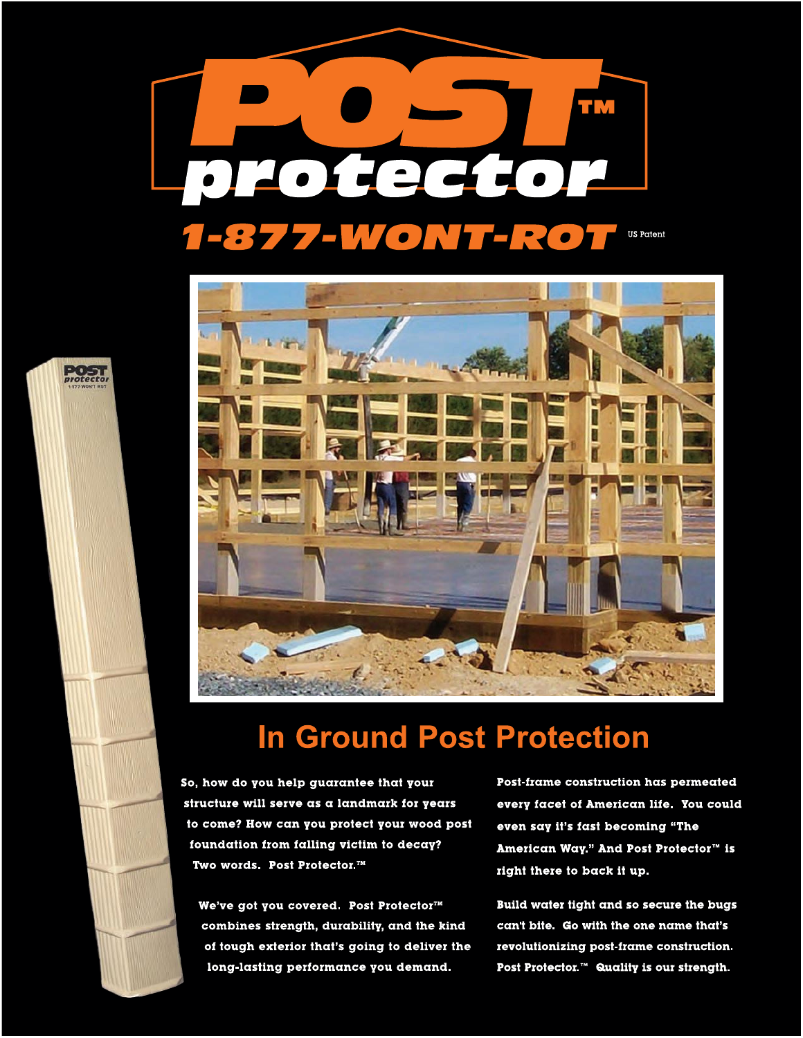# POST™ protector

## 1-877-WONT-ROT

US Patent

## In Ground Post Protection

So, how do you help guarantee that your structure will serve as a landmark for years to come? How can you protect your wood post foundation from falling victim to decay? Two words. Post Protector.™

We've got you covered. Post Protector™ combines strength, durability, and the kind of tough exterior that's going to deliver the long-lasting performance you demand.

Post-frame construction has permeated every facet of American life. You could even say it's fast becoming "The American Way." And Post Protector™ is right there to back it up.

Build water tight and so secure the bugs can't bite. Go with the one name that's revolutionizing post-frame construction. Post Protector.™ Quality is our strength.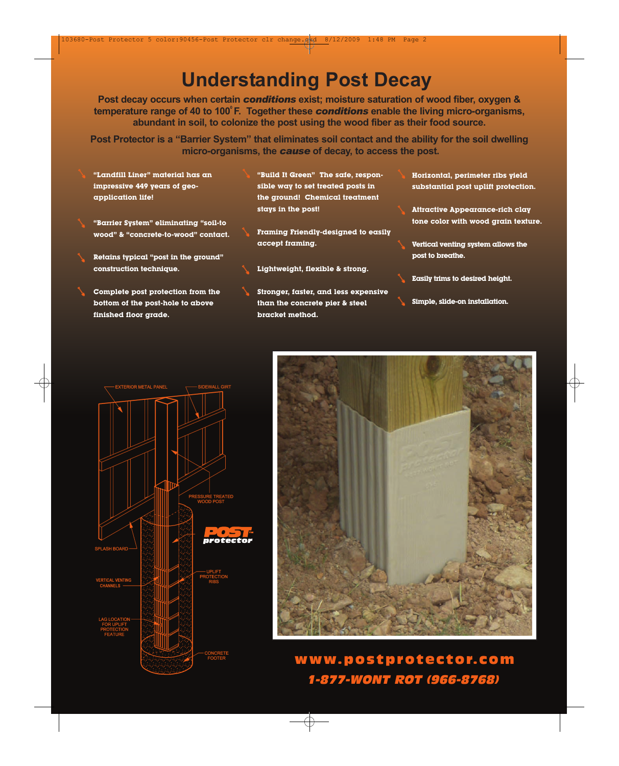# Understanding Post Decay

**Post decay occurs when certain *conditions* exist; moisture saturation of wood fiber, oxygen & temperature range of 40 to 100° F. Together these *conditions* enable the living micro-organisms, abundant in soil, to colonize the post using the wood fiber as their food source.**

**Post Protector is a "Barrier System" that eliminates soil contact and the ability for the soil dwelling micro-organisms, the *cause* of decay, to access the post.**

- **"Landfill Liner" material has an impressive 449 years of geo-application life!**
- **"Barrier System" eliminating "soil-to wood" & "concrete-to-wood" contact.**
- **Retains typical "post in the ground" construction technique.**
- **Complete post protection from the bottom of the post-hole to above finished floor grade.**
- **"Build It Green" The safe, responsible way to set treated posts in the ground! Chemical treatment stays in the post!**
- **Framing Friendly-designed to easily accept framing.**
- **Lightweight, flexible & strong.**
- **Stronger, faster, and less expensive than the concrete pier & steel bracket method.**
- **Horizontal, perimeter ribs yield substantial post uplift protection.**
- **Attractive Appearance-rich clay tone color with wood grain texture.**
- **Vertical venting system allows the post to breathe.**
- **Easily trims to desired height.**
- **Simple, slide-on installation.**

EXTERIOR METAL PANEL
SIDEWALL GIRT
PRESSURE TREATED WOOD POST
SPLASH BOARD
POST protector™
VERTICAL VENTING CHANNELS
UPLIFT PROTECTION RIBS
LAG LOCATION FOR UPLIFT PROTECTION FEATURE
CONCRETE FOOTER

**www.postprotector.com**

***1-877-WONT ROT (966-8768)***